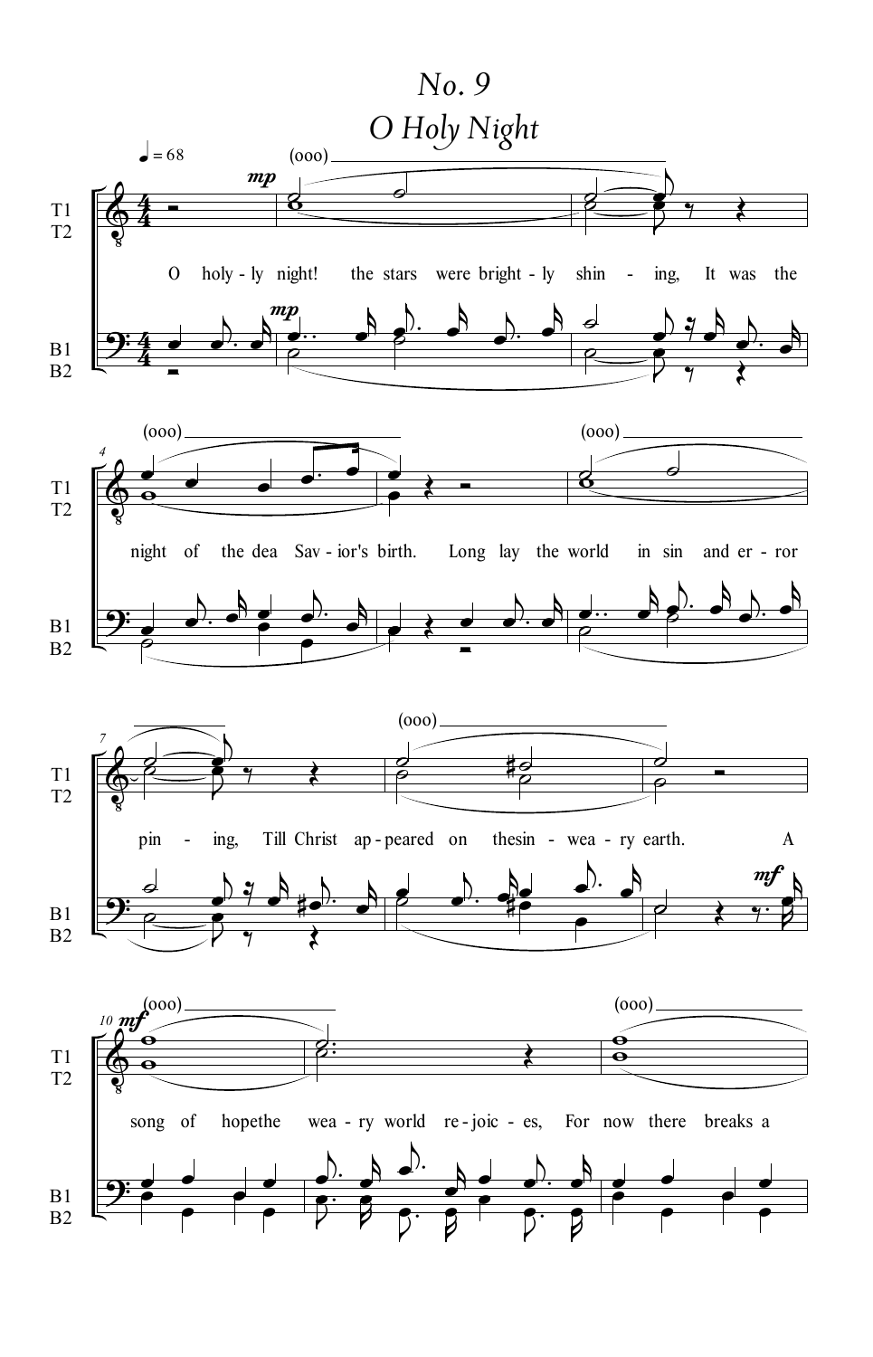# No. 9

# *O Holy Night*

♩ = 68

T1
T2

B1
B2

(ooo)

*mp*

O holy - ly night! the stars were bright - ly shin - ing, It was the

night of the dea Sav - ior's birth. Long lay the world in sin and er - ror

pin - ing, Till Christ ap - peared on thesin - wea - ry earth. A

*mf*

song of hopethe wea - ry world re - joic - es, For now there breaks a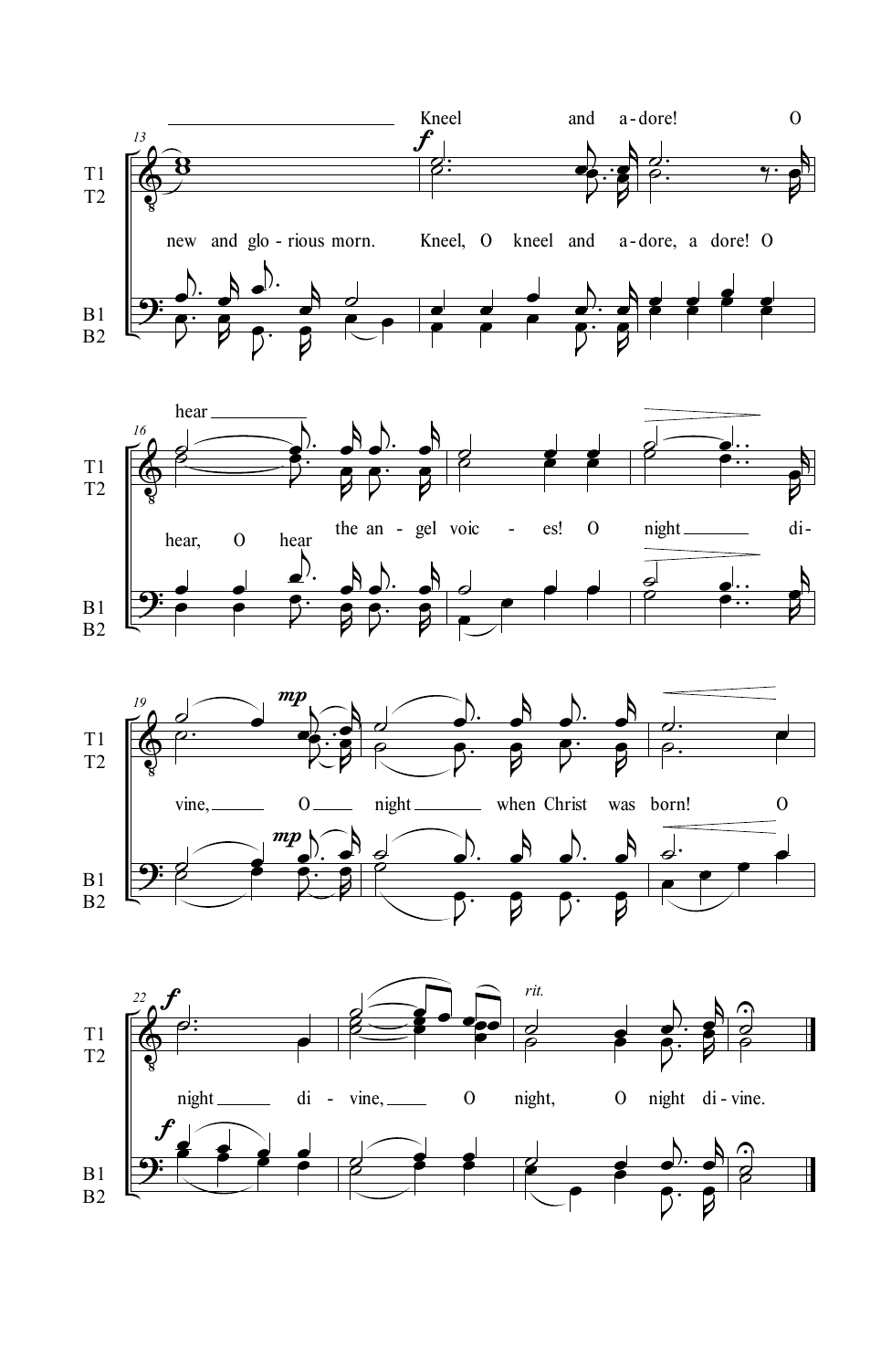13

Kneel and a - dore! O

new and glo - rious morn. Kneel, O kneel and a - dore, a dore! O

T1
T2

B1
B2

16

hear

hear, O hear the an - gel voic - es! O night di-

19

vine, O night when Christ was born! O

22

rit.

night di - vine, O night, O night di - vine.